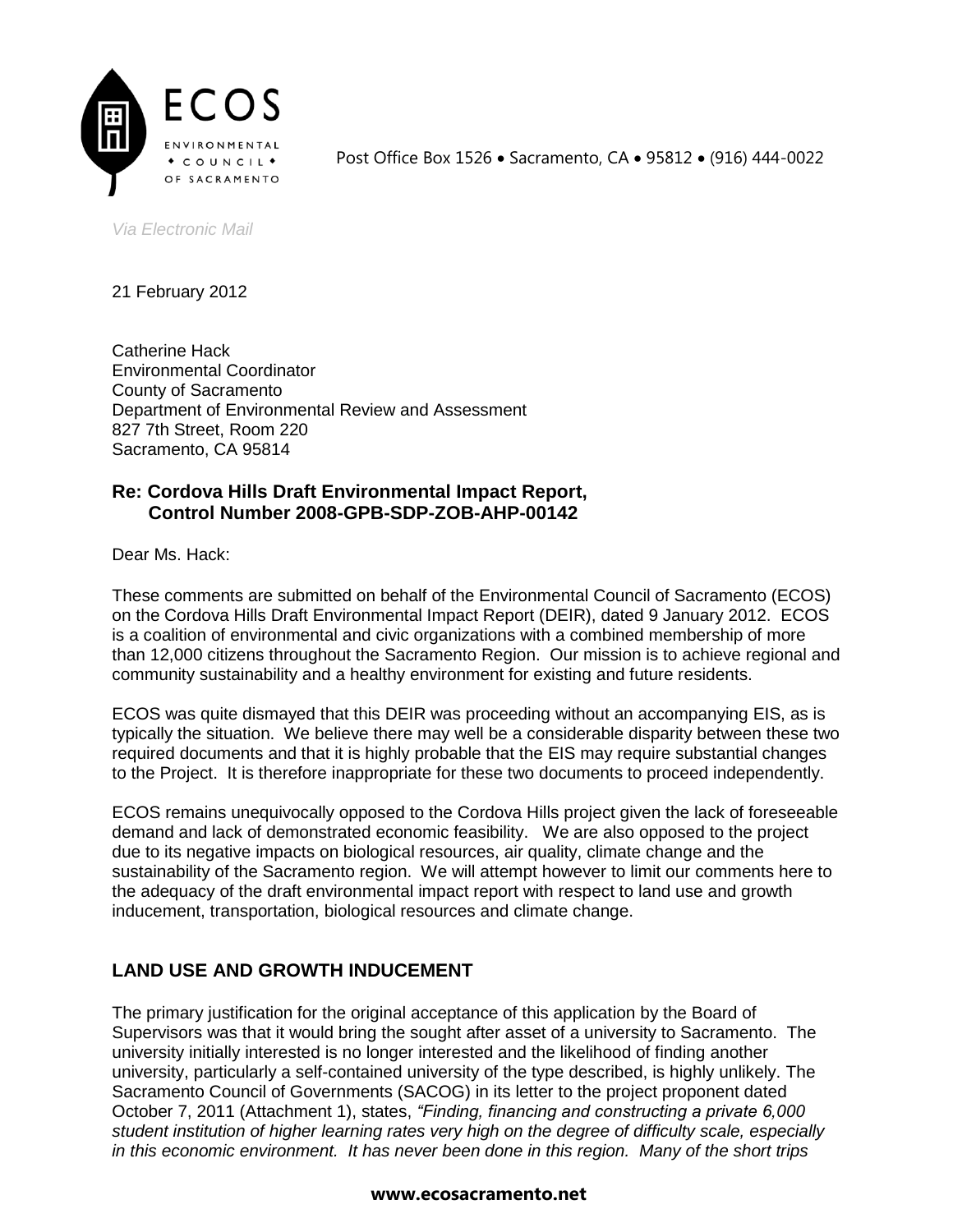ECOS

ENVIRONMENTAL • COUNCIL • OF SACRAMENTO

Post Office Box 1526 • Sacramento, CA • 95812 • (916) 444-0022

*Via Electronic Mail*

21 February 2012

Catherine Hack
Environmental Coordinator
County of Sacramento
Department of Environmental Review and Assessment
827 7th Street, Room 220
Sacramento, CA 95814

**Re: Cordova Hills Draft Environmental Impact Report, Control Number 2008-GPB-SDP-ZOB-AHP-00142**

Dear Ms. Hack:

These comments are submitted on behalf of the Environmental Council of Sacramento (ECOS) on the Cordova Hills Draft Environmental Impact Report (DEIR), dated 9 January 2012. ECOS is a coalition of environmental and civic organizations with a combined membership of more than 12,000 citizens throughout the Sacramento Region. Our mission is to achieve regional and community sustainability and a healthy environment for existing and future residents.

ECOS was quite dismayed that this DEIR was proceeding without an accompanying EIS, as is typically the situation. We believe there may well be a considerable disparity between these two required documents and that it is highly probable that the EIS may require substantial changes to the Project. It is therefore inappropriate for these two documents to proceed independently.

ECOS remains unequivocally opposed to the Cordova Hills project given the lack of foreseeable demand and lack of demonstrated economic feasibility. We are also opposed to the project due to its negative impacts on biological resources, air quality, climate change and the sustainability of the Sacramento region. We will attempt however to limit our comments here to the adequacy of the draft environmental impact report with respect to land use and growth inducement, transportation, biological resources and climate change.

## LAND USE AND GROWTH INDUCEMENT

The primary justification for the original acceptance of this application by the Board of Supervisors was that it would bring the sought after asset of a university to Sacramento. The university initially interested is no longer interested and the likelihood of finding another university, particularly a self-contained university of the type described, is highly unlikely. The Sacramento Council of Governments (SACOG) in its letter to the project proponent dated October 7, 2011 (Attachment 1), states, *"Finding, financing and constructing a private 6,000 student institution of higher learning rates very high on the degree of difficulty scale, especially in this economic environment. It has never been done in this region. Many of the short trips*

**www.ecosacramento.net**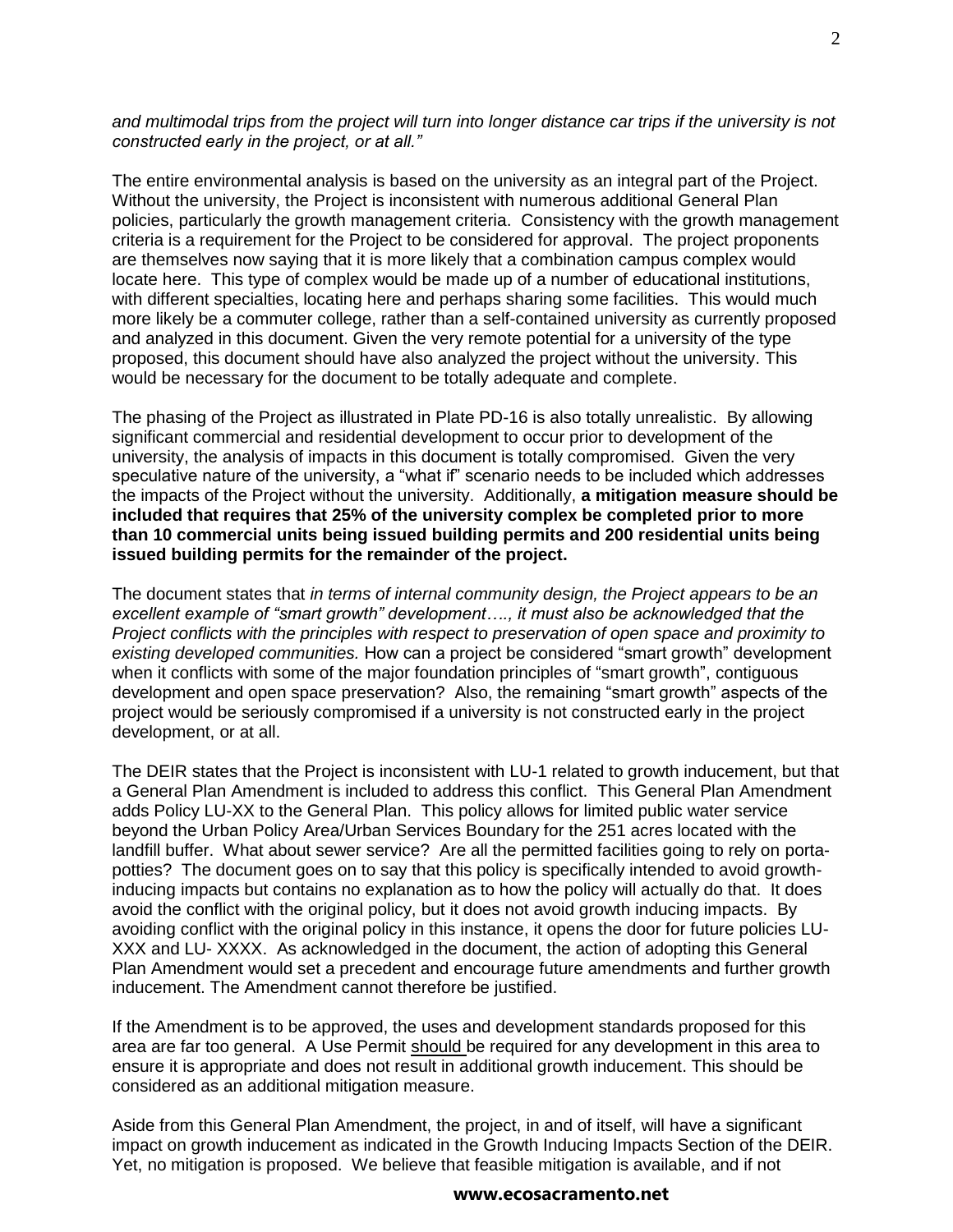*and multimodal trips from the project will turn into longer distance car trips if the university is not constructed early in the project, or at all."*

The entire environmental analysis is based on the university as an integral part of the Project. Without the university, the Project is inconsistent with numerous additional General Plan policies, particularly the growth management criteria. Consistency with the growth management criteria is a requirement for the Project to be considered for approval. The project proponents are themselves now saying that it is more likely that a combination campus complex would locate here. This type of complex would be made up of a number of educational institutions, with different specialties, locating here and perhaps sharing some facilities. This would much more likely be a commuter college, rather than a self-contained university as currently proposed and analyzed in this document. Given the very remote potential for a university of the type proposed, this document should have also analyzed the project without the university. This would be necessary for the document to be totally adequate and complete.

The phasing of the Project as illustrated in Plate PD-16 is also totally unrealistic. By allowing significant commercial and residential development to occur prior to development of the university, the analysis of impacts in this document is totally compromised. Given the very speculative nature of the university, a "what if" scenario needs to be included which addresses the impacts of the Project without the university. Additionally, **a mitigation measure should be included that requires that 25% of the university complex be completed prior to more than 10 commercial units being issued building permits and 200 residential units being issued building permits for the remainder of the project.**

The document states that *in terms of internal community design, the Project appears to be an excellent example of "smart growth" development…., it must also be acknowledged that the Project conflicts with the principles with respect to preservation of open space and proximity to existing developed communities.* How can a project be considered "smart growth" development when it conflicts with some of the major foundation principles of "smart growth", contiguous development and open space preservation? Also, the remaining "smart growth" aspects of the project would be seriously compromised if a university is not constructed early in the project development, or at all.

The DEIR states that the Project is inconsistent with LU-1 related to growth inducement, but that a General Plan Amendment is included to address this conflict. This General Plan Amendment adds Policy LU-XX to the General Plan. This policy allows for limited public water service beyond the Urban Policy Area/Urban Services Boundary for the 251 acres located with the landfill buffer. What about sewer service? Are all the permitted facilities going to rely on porta-potties? The document goes on to say that this policy is specifically intended to avoid growth-inducing impacts but contains no explanation as to how the policy will actually do that. It does avoid the conflict with the original policy, but it does not avoid growth inducing impacts. By avoiding conflict with the original policy in this instance, it opens the door for future policies LU-XXX and LU- XXXX. As acknowledged in the document, the action of adopting this General Plan Amendment would set a precedent and encourage future amendments and further growth inducement. The Amendment cannot therefore be justified.

If the Amendment is to be approved, the uses and development standards proposed for this area are far too general. A Use Permit should be required for any development in this area to ensure it is appropriate and does not result in additional growth inducement. This should be considered as an additional mitigation measure.

Aside from this General Plan Amendment, the project, in and of itself, will have a significant impact on growth inducement as indicated in the Growth Inducing Impacts Section of the DEIR. Yet, no mitigation is proposed. We believe that feasible mitigation is available, and if not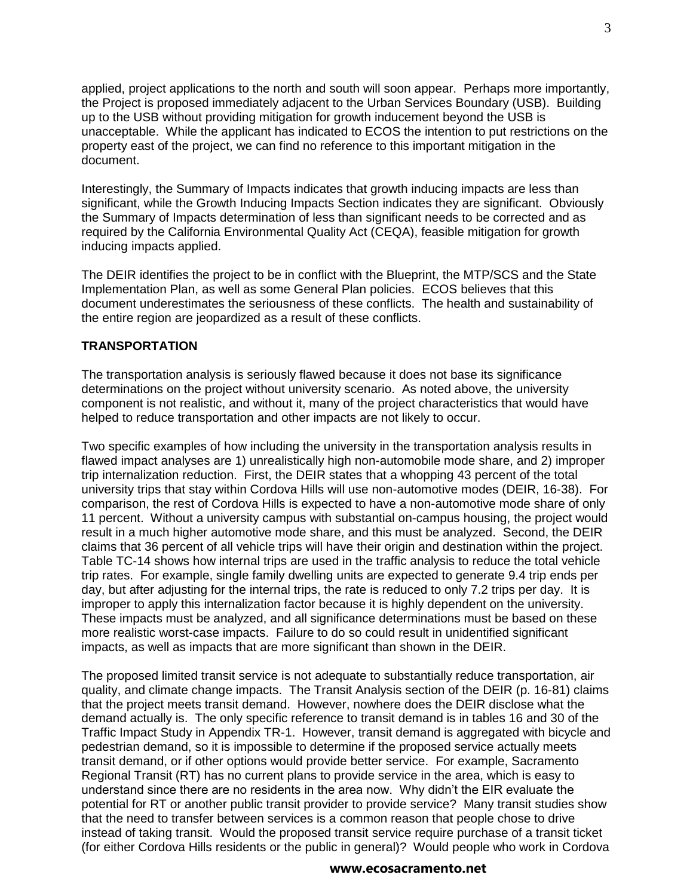applied, project applications to the north and south will soon appear. Perhaps more importantly, the Project is proposed immediately adjacent to the Urban Services Boundary (USB). Building up to the USB without providing mitigation for growth inducement beyond the USB is unacceptable. While the applicant has indicated to ECOS the intention to put restrictions on the property east of the project, we can find no reference to this important mitigation in the document.

Interestingly, the Summary of Impacts indicates that growth inducing impacts are less than significant, while the Growth Inducing Impacts Section indicates they are significant. Obviously the Summary of Impacts determination of less than significant needs to be corrected and as required by the California Environmental Quality Act (CEQA), feasible mitigation for growth inducing impacts applied.

The DEIR identifies the project to be in conflict with the Blueprint, the MTP/SCS and the State Implementation Plan, as well as some General Plan policies. ECOS believes that this document underestimates the seriousness of these conflicts. The health and sustainability of the entire region are jeopardized as a result of these conflicts.

**TRANSPORTATION**

The transportation analysis is seriously flawed because it does not base its significance determinations on the project without university scenario. As noted above, the university component is not realistic, and without it, many of the project characteristics that would have helped to reduce transportation and other impacts are not likely to occur.

Two specific examples of how including the university in the transportation analysis results in flawed impact analyses are 1) unrealistically high non-automobile mode share, and 2) improper trip internalization reduction. First, the DEIR states that a whopping 43 percent of the total university trips that stay within Cordova Hills will use non-automotive modes (DEIR, 16-38). For comparison, the rest of Cordova Hills is expected to have a non-automotive mode share of only 11 percent. Without a university campus with substantial on-campus housing, the project would result in a much higher automotive mode share, and this must be analyzed. Second, the DEIR claims that 36 percent of all vehicle trips will have their origin and destination within the project. Table TC-14 shows how internal trips are used in the traffic analysis to reduce the total vehicle trip rates. For example, single family dwelling units are expected to generate 9.4 trip ends per day, but after adjusting for the internal trips, the rate is reduced to only 7.2 trips per day. It is improper to apply this internalization factor because it is highly dependent on the university. These impacts must be analyzed, and all significance determinations must be based on these more realistic worst-case impacts. Failure to do so could result in unidentified significant impacts, as well as impacts that are more significant than shown in the DEIR.

The proposed limited transit service is not adequate to substantially reduce transportation, air quality, and climate change impacts. The Transit Analysis section of the DEIR (p. 16-81) claims that the project meets transit demand. However, nowhere does the DEIR disclose what the demand actually is. The only specific reference to transit demand is in tables 16 and 30 of the Traffic Impact Study in Appendix TR-1. However, transit demand is aggregated with bicycle and pedestrian demand, so it is impossible to determine if the proposed service actually meets transit demand, or if other options would provide better service. For example, Sacramento Regional Transit (RT) has no current plans to provide service in the area, which is easy to understand since there are no residents in the area now. Why didn't the EIR evaluate the potential for RT or another public transit provider to provide service? Many transit studies show that the need to transfer between services is a common reason that people chose to drive instead of taking transit. Would the proposed transit service require purchase of a transit ticket (for either Cordova Hills residents or the public in general)? Would people who work in Cordova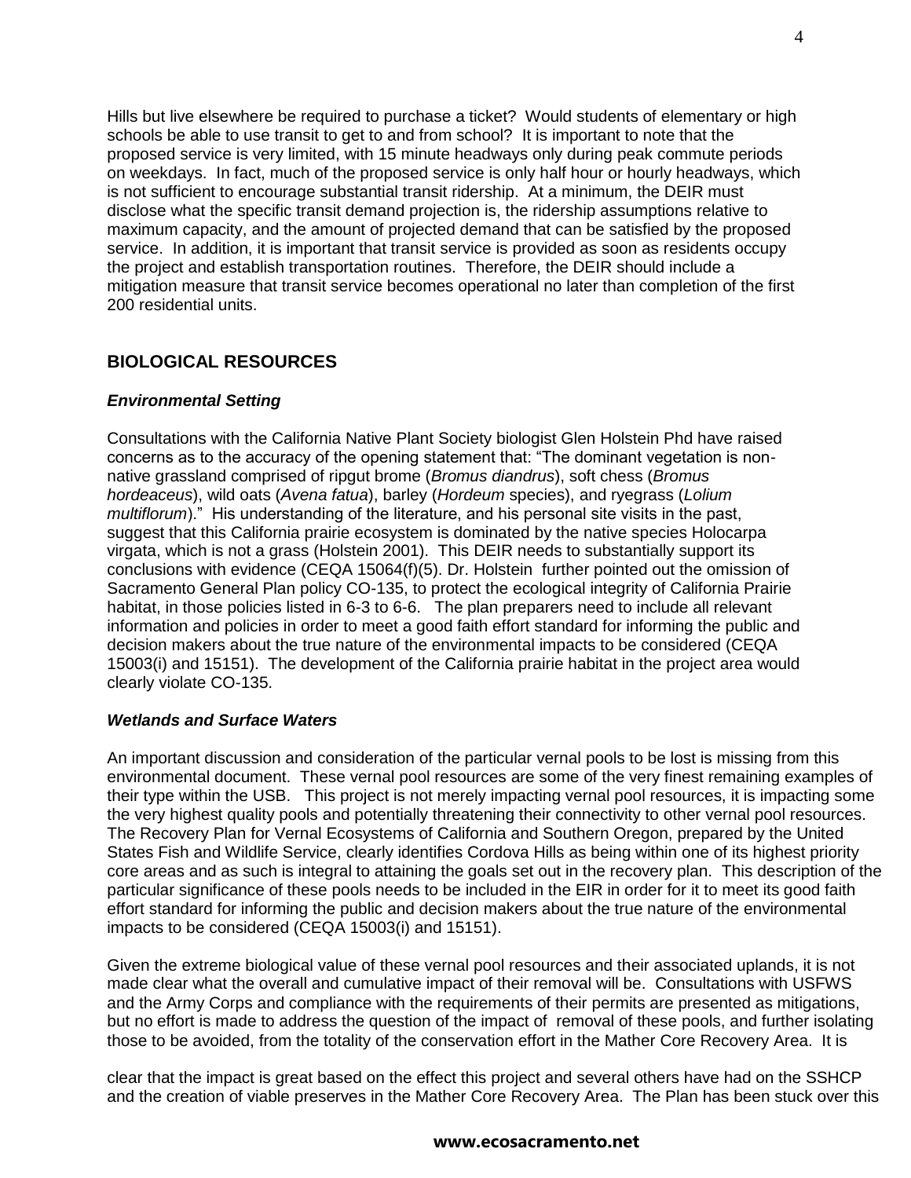Hills but live elsewhere be required to purchase a ticket? Would students of elementary or high schools be able to use transit to get to and from school? It is important to note that the proposed service is very limited, with 15 minute headways only during peak commute periods on weekdays. In fact, much of the proposed service is only half hour or hourly headways, which is not sufficient to encourage substantial transit ridership. At a minimum, the DEIR must disclose what the specific transit demand projection is, the ridership assumptions relative to maximum capacity, and the amount of projected demand that can be satisfied by the proposed service. In addition, it is important that transit service is provided as soon as residents occupy the project and establish transportation routines. Therefore, the DEIR should include a mitigation measure that transit service becomes operational no later than completion of the first 200 residential units.

## BIOLOGICAL RESOURCES

### *Environmental Setting*

Consultations with the California Native Plant Society biologist Glen Holstein Phd have raised concerns as to the accuracy of the opening statement that: "The dominant vegetation is non-native grassland comprised of ripgut brome (*Bromus diandrus*), soft chess (*Bromus hordeaceus*), wild oats (*Avena fatua*), barley (*Hordeum* species), and ryegrass (*Lolium multiflorum*)." His understanding of the literature, and his personal site visits in the past, suggest that this California prairie ecosystem is dominated by the native species Holocarpa virgata, which is not a grass (Holstein 2001). This DEIR needs to substantially support its conclusions with evidence (CEQA 15064(f)(5). Dr. Holstein further pointed out the omission of Sacramento General Plan policy CO-135, to protect the ecological integrity of California Prairie habitat, in those policies listed in 6-3 to 6-6. The plan preparers need to include all relevant information and policies in order to meet a good faith effort standard for informing the public and decision makers about the true nature of the environmental impacts to be considered (CEQA 15003(i) and 15151). The development of the California prairie habitat in the project area would clearly violate CO-135.

### *Wetlands and Surface Waters*

An important discussion and consideration of the particular vernal pools to be lost is missing from this environmental document. These vernal pool resources are some of the very finest remaining examples of their type within the USB. This project is not merely impacting vernal pool resources, it is impacting some the very highest quality pools and potentially threatening their connectivity to other vernal pool resources. The Recovery Plan for Vernal Ecosystems of California and Southern Oregon, prepared by the United States Fish and Wildlife Service, clearly identifies Cordova Hills as being within one of its highest priority core areas and as such is integral to attaining the goals set out in the recovery plan. This description of the particular significance of these pools needs to be included in the EIR in order for it to meet its good faith effort standard for informing the public and decision makers about the true nature of the environmental impacts to be considered (CEQA 15003(i) and 15151).

Given the extreme biological value of these vernal pool resources and their associated uplands, it is not made clear what the overall and cumulative impact of their removal will be. Consultations with USFWS and the Army Corps and compliance with the requirements of their permits are presented as mitigations, but no effort is made to address the question of the impact of removal of these pools, and further isolating those to be avoided, from the totality of the conservation effort in the Mather Core Recovery Area. It is

clear that the impact is great based on the effect this project and several others have had on the SSHCP and the creation of viable preserves in the Mather Core Recovery Area. The Plan has been stuck over this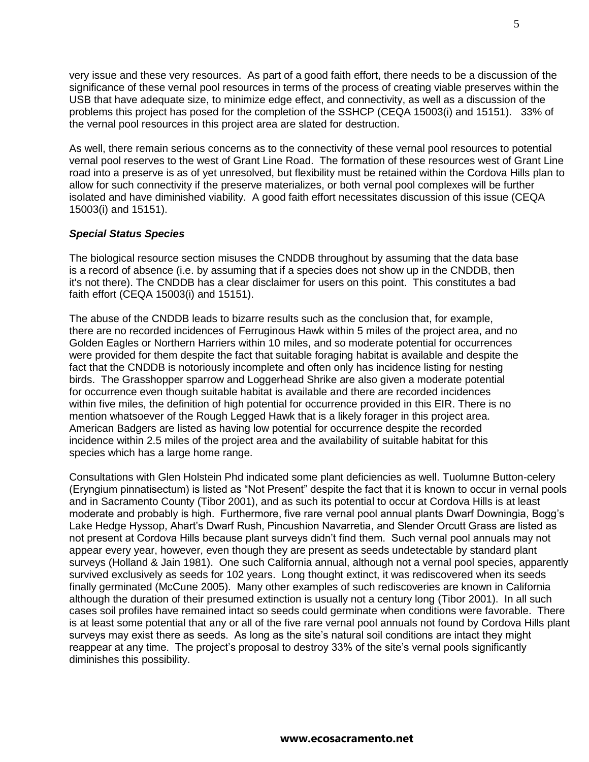very issue and these very resources. As part of a good faith effort, there needs to be a discussion of the significance of these vernal pool resources in terms of the process of creating viable preserves within the USB that have adequate size, to minimize edge effect, and connectivity, as well as a discussion of the problems this project has posed for the completion of the SSHCP (CEQA 15003(i) and 15151). 33% of the vernal pool resources in this project area are slated for destruction.

As well, there remain serious concerns as to the connectivity of these vernal pool resources to potential vernal pool reserves to the west of Grant Line Road. The formation of these resources west of Grant Line road into a preserve is as of yet unresolved, but flexibility must be retained within the Cordova Hills plan to allow for such connectivity if the preserve materializes, or both vernal pool complexes will be further isolated and have diminished viability. A good faith effort necessitates discussion of this issue (CEQA 15003(i) and 15151).

### ***Special Status Species***

The biological resource section misuses the CNDDB throughout by assuming that the data base is a record of absence (i.e. by assuming that if a species does not show up in the CNDDB, then it's not there). The CNDDB has a clear disclaimer for users on this point. This constitutes a bad faith effort (CEQA 15003(i) and 15151).

The abuse of the CNDDB leads to bizarre results such as the conclusion that, for example, there are no recorded incidences of Ferruginous Hawk within 5 miles of the project area, and no Golden Eagles or Northern Harriers within 10 miles, and so moderate potential for occurrences were provided for them despite the fact that suitable foraging habitat is available and despite the fact that the CNDDB is notoriously incomplete and often only has incidence listing for nesting birds. The Grasshopper sparrow and Loggerhead Shrike are also given a moderate potential for occurrence even though suitable habitat is available and there are recorded incidences within five miles, the definition of high potential for occurrence provided in this EIR. There is no mention whatsoever of the Rough Legged Hawk that is a likely forager in this project area. American Badgers are listed as having low potential for occurrence despite the recorded incidence within 2.5 miles of the project area and the availability of suitable habitat for this species which has a large home range.

Consultations with Glen Holstein Phd indicated some plant deficiencies as well. Tuolumne Button-celery (Eryngium pinnatisectum) is listed as "Not Present" despite the fact that it is known to occur in vernal pools and in Sacramento County (Tibor 2001), and as such its potential to occur at Cordova Hills is at least moderate and probably is high. Furthermore, five rare vernal pool annual plants Dwarf Downingia, Bogg's Lake Hedge Hyssop, Ahart's Dwarf Rush, Pincushion Navarretia, and Slender Orcutt Grass are listed as not present at Cordova Hills because plant surveys didn't find them. Such vernal pool annuals may not appear every year, however, even though they are present as seeds undetectable by standard plant surveys (Holland & Jain 1981). One such California annual, although not a vernal pool species, apparently survived exclusively as seeds for 102 years. Long thought extinct, it was rediscovered when its seeds finally germinated (McCune 2005). Many other examples of such rediscoveries are known in California although the duration of their presumed extinction is usually not a century long (Tibor 2001). In all such cases soil profiles have remained intact so seeds could germinate when conditions were favorable. There is at least some potential that any or all of the five rare vernal pool annuals not found by Cordova Hills plant surveys may exist there as seeds. As long as the site's natural soil conditions are intact they might reappear at any time. The project's proposal to destroy 33% of the site's vernal pools significantly diminishes this possibility.

**www.ecosacramento.net**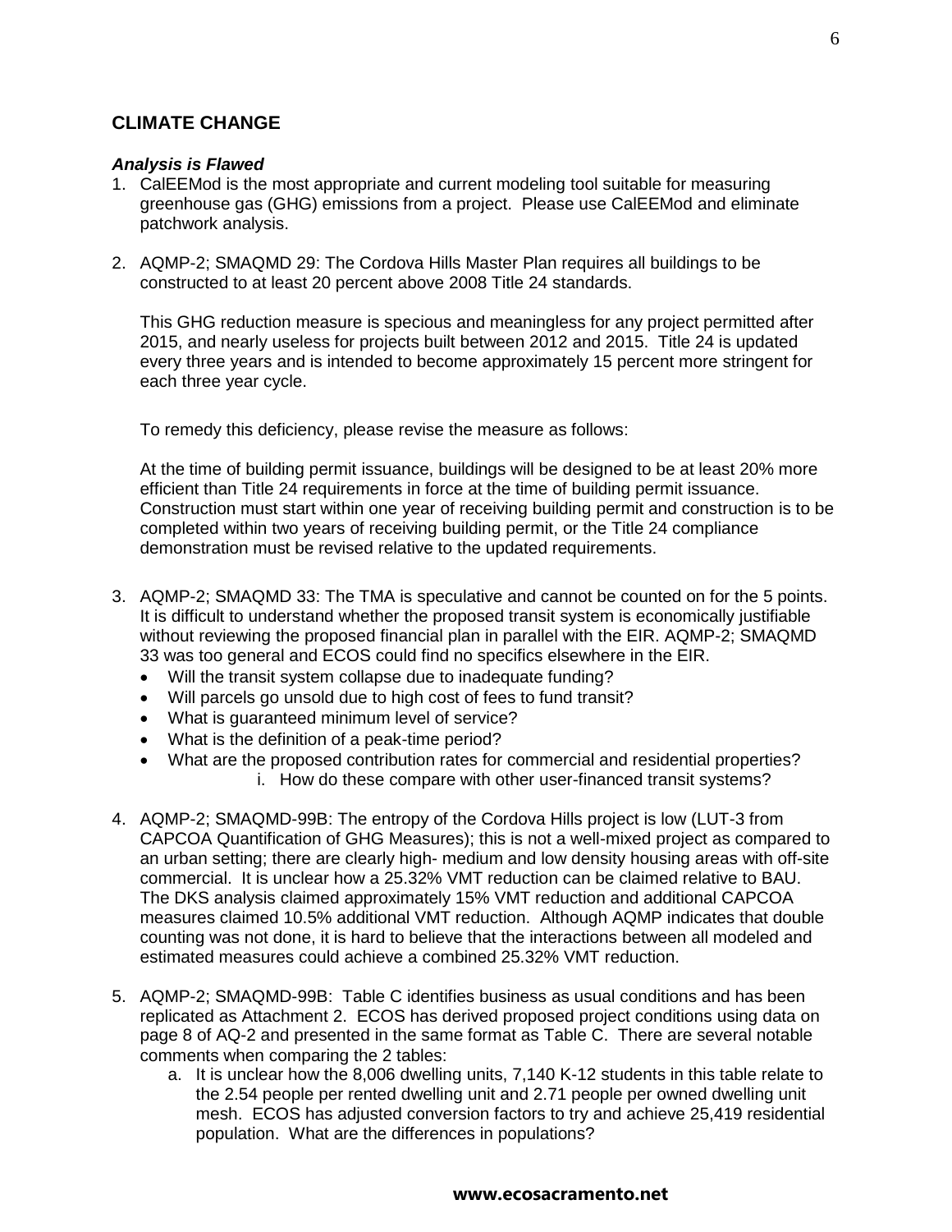## CLIMATE CHANGE

### *Analysis is Flawed*

1. CalEEMod is the most appropriate and current modeling tool suitable for measuring greenhouse gas (GHG) emissions from a project. Please use CalEEMod and eliminate patchwork analysis.

2. AQMP-2; SMAQMD 29: The Cordova Hills Master Plan requires all buildings to be constructed to at least 20 percent above 2008 Title 24 standards.

   This GHG reduction measure is specious and meaningless for any project permitted after 2015, and nearly useless for projects built between 2012 and 2015. Title 24 is updated every three years and is intended to become approximately 15 percent more stringent for each three year cycle.

   To remedy this deficiency, please revise the measure as follows:

   At the time of building permit issuance, buildings will be designed to be at least 20% more efficient than Title 24 requirements in force at the time of building permit issuance. Construction must start within one year of receiving building permit and construction is to be completed within two years of receiving building permit, or the Title 24 compliance demonstration must be revised relative to the updated requirements.

3. AQMP-2; SMAQMD 33: The TMA is speculative and cannot be counted on for the 5 points. It is difficult to understand whether the proposed transit system is economically justifiable without reviewing the proposed financial plan in parallel with the EIR. AQMP-2; SMAQMD 33 was too general and ECOS could find no specifics elsewhere in the EIR.
   - Will the transit system collapse due to inadequate funding?
   - Will parcels go unsold due to high cost of fees to fund transit?
   - What is guaranteed minimum level of service?
   - What is the definition of a peak-time period?
   - What are the proposed contribution rates for commercial and residential properties?
     i. How do these compare with other user-financed transit systems?

4. AQMP-2; SMAQMD-99B: The entropy of the Cordova Hills project is low (LUT-3 from CAPCOA Quantification of GHG Measures); this is not a well-mixed project as compared to an urban setting; there are clearly high- medium and low density housing areas with off-site commercial. It is unclear how a 25.32% VMT reduction can be claimed relative to BAU. The DKS analysis claimed approximately 15% VMT reduction and additional CAPCOA measures claimed 10.5% additional VMT reduction. Although AQMP indicates that double counting was not done, it is hard to believe that the interactions between all modeled and estimated measures could achieve a combined 25.32% VMT reduction.

5. AQMP-2; SMAQMD-99B: Table C identifies business as usual conditions and has been replicated as Attachment 2. ECOS has derived proposed project conditions using data on page 8 of AQ-2 and presented in the same format as Table C. There are several notable comments when comparing the 2 tables:
   a. It is unclear how the 8,006 dwelling units, 7,140 K-12 students in this table relate to the 2.54 people per rented dwelling unit and 2.71 people per owned dwelling unit mesh. ECOS has adjusted conversion factors to try and achieve 25,419 residential population. What are the differences in populations?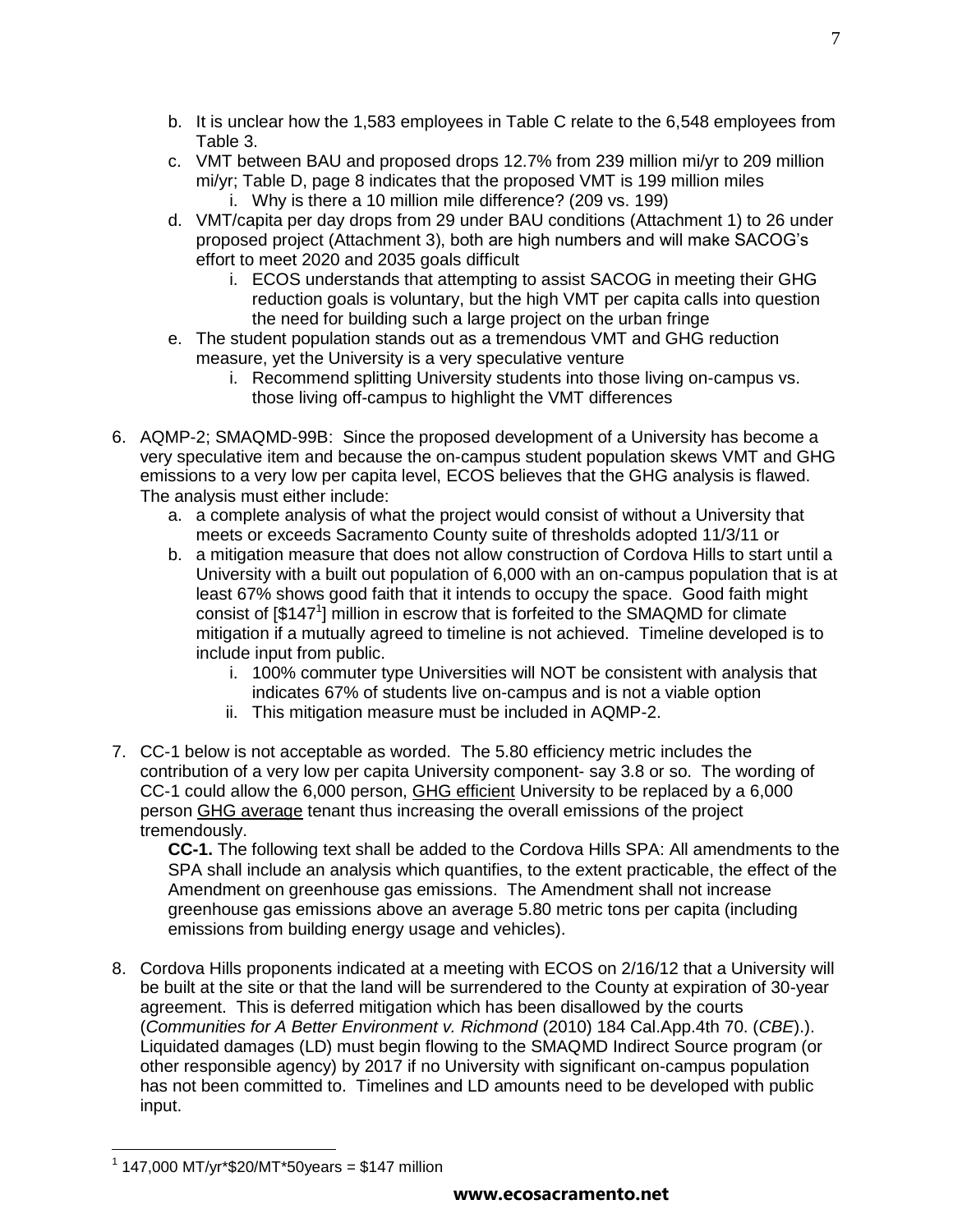b. It is unclear how the 1,583 employees in Table C relate to the 6,548 employees from Table 3.
   c. VMT between BAU and proposed drops 12.7% from 239 million mi/yr to 209 million mi/yr; Table D, page 8 indicates that the proposed VMT is 199 million miles
      i. Why is there a 10 million mile difference? (209 vs. 199)
   d. VMT/capita per day drops from 29 under BAU conditions (Attachment 1) to 26 under proposed project (Attachment 3), both are high numbers and will make SACOG's effort to meet 2020 and 2035 goals difficult
      i. ECOS understands that attempting to assist SACOG in meeting their GHG reduction goals is voluntary, but the high VMT per capita calls into question the need for building such a large project on the urban fringe
   e. The student population stands out as a tremendous VMT and GHG reduction measure, yet the University is a very speculative venture
      i. Recommend splitting University students into those living on-campus vs. those living off-campus to highlight the VMT differences

6. AQMP-2; SMAQMD-99B: Since the proposed development of a University has become a very speculative item and because the on-campus student population skews VMT and GHG emissions to a very low per capita level, ECOS believes that the GHG analysis is flawed. The analysis must either include:
   a. a complete analysis of what the project would consist of without a University that meets or exceeds Sacramento County suite of thresholds adopted 11/3/11 or
   b. a mitigation measure that does not allow construction of Cordova Hills to start until a University with a built out population of 6,000 with an on-campus population that is at least 67% shows good faith that it intends to occupy the space. Good faith might consist of [$147[1]] million in escrow that is forfeited to the SMAQMD for climate mitigation if a mutually agreed to timeline is not achieved. Timeline developed is to include input from public.
      i. 100% commuter type Universities will NOT be consistent with analysis that indicates 67% of students live on-campus and is not a viable option
      ii. This mitigation measure must be included in AQMP-2.

7. CC-1 below is not acceptable as worded. The 5.80 efficiency metric includes the contribution of a very low per capita University component- say 3.8 or so. The wording of CC-1 could allow the 6,000 person, <u>GHG efficient</u> University to be replaced by a 6,000 person <u>GHG average</u> tenant thus increasing the overall emissions of the project tremendously.

   **CC-1.** The following text shall be added to the Cordova Hills SPA: All amendments to the SPA shall include an analysis which quantifies, to the extent practicable, the effect of the Amendment on greenhouse gas emissions. The Amendment shall not increase greenhouse gas emissions above an average 5.80 metric tons per capita (including emissions from building energy usage and vehicles).

8. Cordova Hills proponents indicated at a meeting with ECOS on 2/16/12 that a University will be built at the site or that the land will be surrendered to the County at expiration of 30-year agreement. This is deferred mitigation which has been disallowed by the courts (*Communities for A Better Environment v. Richmond* (2010) 184 Cal.App.4th 70. (*CBE*).). Liquidated damages (LD) must begin flowing to the SMAQMD Indirect Source program (or other responsible agency) by 2017 if no University with significant on-campus population has not been committed to. Timelines and LD amounts need to be developed with public input.

---

[1] 147,000 MT/yr*$20/MT*50years = $147 million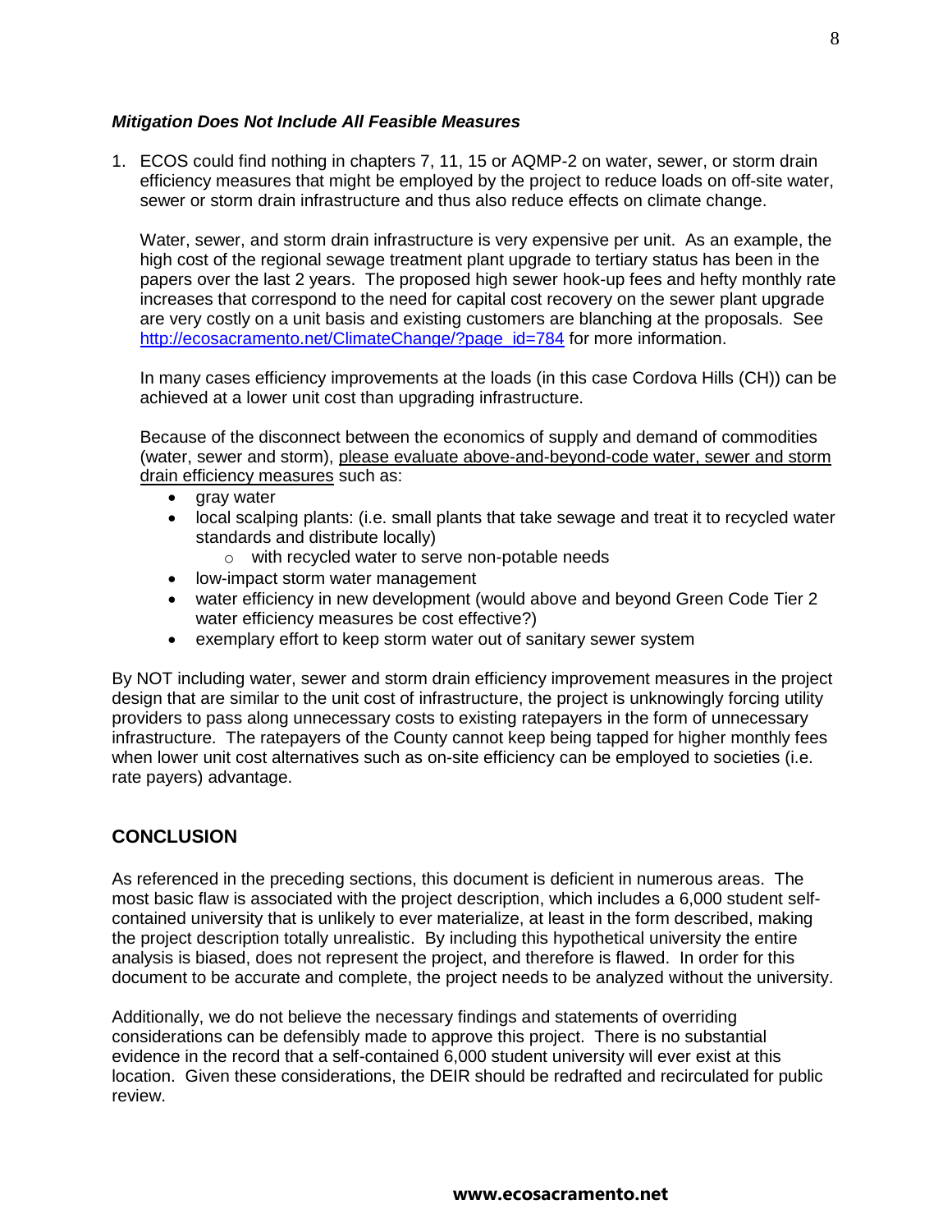***Mitigation Does Not Include All Feasible Measures***

1. ECOS could find nothing in chapters 7, 11, 15 or AQMP-2 on water, sewer, or storm drain efficiency measures that might be employed by the project to reduce loads on off-site water, sewer or storm drain infrastructure and thus also reduce effects on climate change.

   Water, sewer, and storm drain infrastructure is very expensive per unit. As an example, the high cost of the regional sewage treatment plant upgrade to tertiary status has been in the papers over the last 2 years. The proposed high sewer hook-up fees and hefty monthly rate increases that correspond to the need for capital cost recovery on the sewer plant upgrade are very costly on a unit basis and existing customers are blanching at the proposals. See http://ecosacramento.net/ClimateChange/?page_id=784 for more information.

   In many cases efficiency improvements at the loads (in this case Cordova Hills (CH)) can be achieved at a lower unit cost than upgrading infrastructure.

   Because of the disconnect between the economics of supply and demand of commodities (water, sewer and storm), please evaluate above-and-beyond-code water, sewer and storm drain efficiency measures such as:

   - gray water
   - local scalping plants: (i.e. small plants that take sewage and treat it to recycled water standards and distribute locally)
     - with recycled water to serve non-potable needs
   - low-impact storm water management
   - water efficiency in new development (would above and beyond Green Code Tier 2 water efficiency measures be cost effective?)
   - exemplary effort to keep storm water out of sanitary sewer system

By NOT including water, sewer and storm drain efficiency improvement measures in the project design that are similar to the unit cost of infrastructure, the project is unknowingly forcing utility providers to pass along unnecessary costs to existing ratepayers in the form of unnecessary infrastructure. The ratepayers of the County cannot keep being tapped for higher monthly fees when lower unit cost alternatives such as on-site efficiency can be employed to societies (i.e. rate payers) advantage.

## CONCLUSION

As referenced in the preceding sections, this document is deficient in numerous areas. The most basic flaw is associated with the project description, which includes a 6,000 student self-contained university that is unlikely to ever materialize, at least in the form described, making the project description totally unrealistic. By including this hypothetical university the entire analysis is biased, does not represent the project, and therefore is flawed. In order for this document to be accurate and complete, the project needs to be analyzed without the university.

Additionally, we do not believe the necessary findings and statements of overriding considerations can be defensibly made to approve this project. There is no substantial evidence in the record that a self-contained 6,000 student university will ever exist at this location. Given these considerations, the DEIR should be redrafted and recirculated for public review.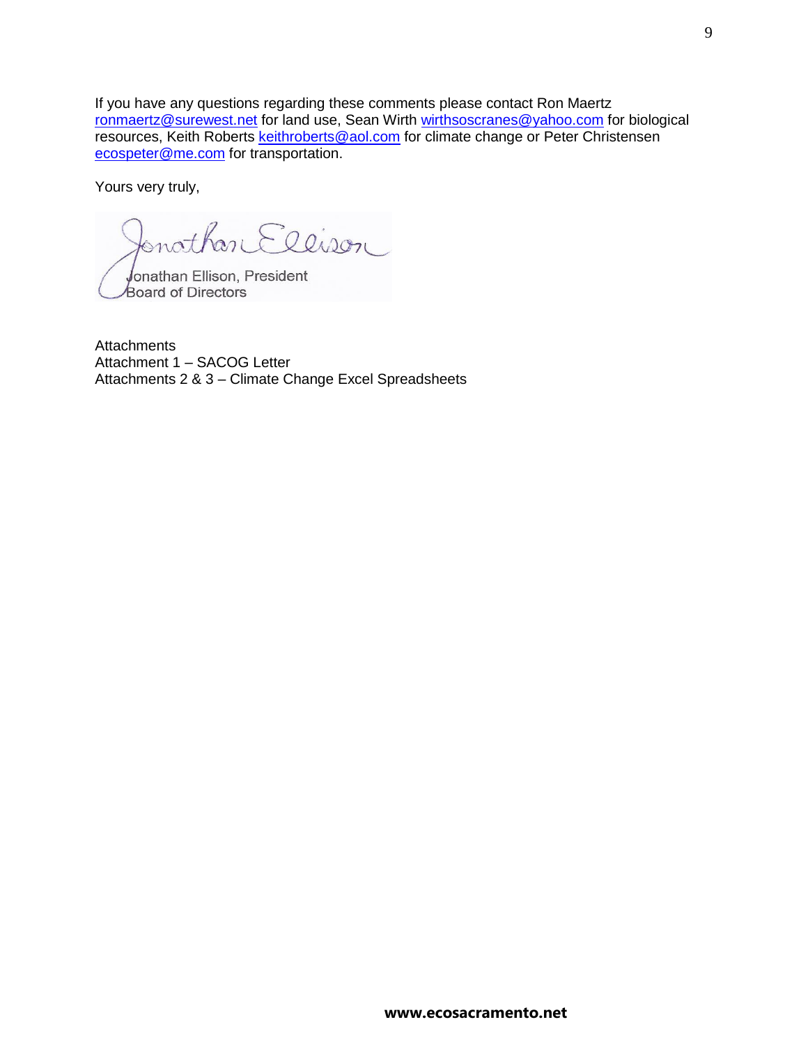If you have any questions regarding these comments please contact Ron Maertz ronmaertz@surewest.net for land use, Sean Wirth wirthsoscranes@yahoo.com for biological resources, Keith Roberts keithroberts@aol.com for climate change or Peter Christensen ecospeter@me.com for transportation.

Yours very truly,

Jonathan Ellison, President
Board of Directors

Attachments
Attachment 1 – SACOG Letter
Attachments 2 & 3 – Climate Change Excel Spreadsheets

**www.ecosacramento.net**